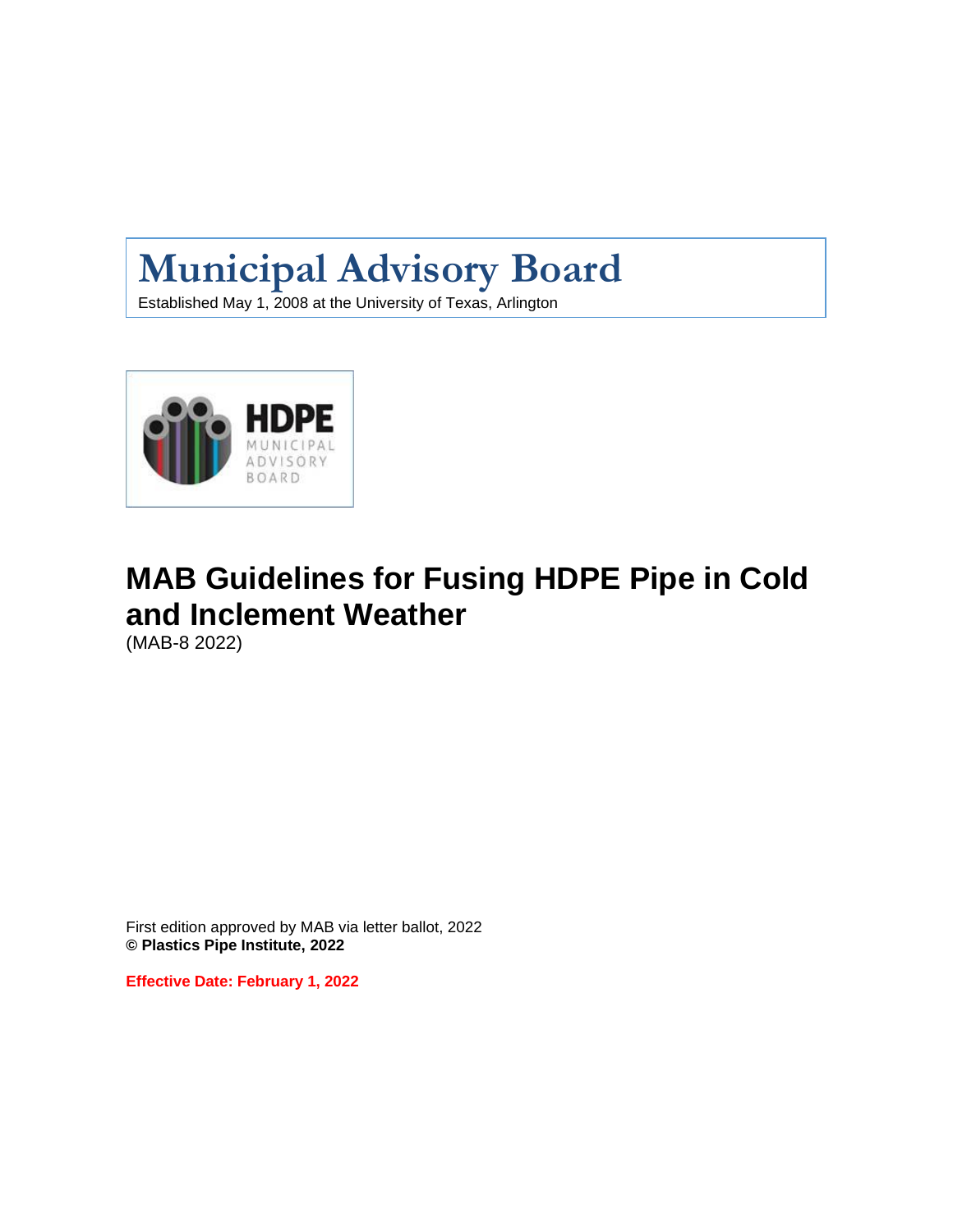# Municipal Advisory Board

Established May 1, 2008 at the University of Texas, Arlington

# MAB Guidelines for Fusing HDPE Pipe in Cold and Inclement Weather

(MAB-8 2022)

First edition approved by MAB via letter ballot, 2022
**© Plastics Pipe Institute, 2022**

**Effective Date: February 1, 2022**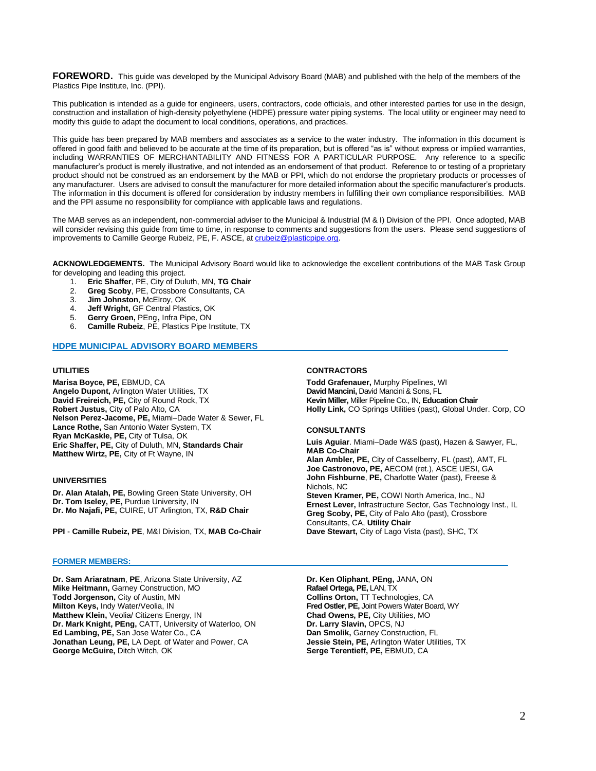**FOREWORD.** This guide was developed by the Municipal Advisory Board (MAB) and published with the help of the members of the Plastics Pipe Institute, Inc. (PPI).

This publication is intended as a guide for engineers, users, contractors, code officials, and other interested parties for use in the design, construction and installation of high-density polyethylene (HDPE) pressure water piping systems. The local utility or engineer may need to modify this guide to adapt the document to local conditions, operations, and practices.

This guide has been prepared by MAB members and associates as a service to the water industry. The information in this document is offered in good faith and believed to be accurate at the time of its preparation, but is offered "as is" without express or implied warranties, including WARRANTIES OF MERCHANTABILITY AND FITNESS FOR A PARTICULAR PURPOSE. Any reference to a specific manufacturer's product is merely illustrative, and not intended as an endorsement of that product. Reference to or testing of a proprietary product should not be construed as an endorsement by the MAB or PPI, which do not endorse the proprietary products or processes of any manufacturer. Users are advised to consult the manufacturer for more detailed information about the specific manufacturer's products. The information in this document is offered for consideration by industry members in fulfilling their own compliance responsibilities. MAB and the PPI assume no responsibility for compliance with applicable laws and regulations.

The MAB serves as an independent, non-commercial adviser to the Municipal & Industrial (M & I) Division of the PPI. Once adopted, MAB will consider revising this guide from time to time, in response to comments and suggestions from the users. Please send suggestions of improvements to Camille George Rubeiz, PE, F. ASCE, at crubeiz@plasticpipe.org.

**ACKNOWLEDGEMENTS.** The Municipal Advisory Board would like to acknowledge the excellent contributions of the MAB Task Group for developing and leading this project.

1. **Eric Shaffer**, PE, City of Duluth, MN, **TG Chair**
2. **Greg Scoby**, PE, Crossbore Consultants, CA
3. **Jim Johnston**, McElroy, OK
4. **Jeff Wright,** GF Central Plastics, OK
5. **Gerry Groen,** PEng**,** Infra Pipe, ON
6. **Camille Rubeiz**, PE, Plastics Pipe Institute, TX

## HDPE MUNICIPAL ADVISORY BOARD MEMBERS

**UTILITIES**

**Marisa Boyce, PE,** EBMUD, CA
**Angelo Dupont,** Arlington Water Utilities, TX
**David Freireich, PE,** City of Round Rock, TX
**Robert Justus,** City of Palo Alto, CA
**Nelson Perez-Jacome, PE,** Miami–Dade Water & Sewer, FL
**Lance Rothe,** San Antonio Water System, TX
**Ryan McKaskle, PE,** City of Tulsa, OK
**Eric Shaffer, PE,** City of Duluth, MN, **Standards Chair**
**Matthew Wirtz, PE,** City of Ft Wayne, IN

**UNIVERSITIES**

**Dr. Alan Atalah, PE,** Bowling Green State University, OH
**Dr. Tom Iseley, PE,** Purdue University, IN
**Dr. Mo Najafi, PE,** CUIRE, UT Arlington, TX, **R&D Chair**

**PPI** - **Camille Rubeiz, PE**, M&I Division, TX, **MAB Co-Chair**

**CONTRACTORS**

**Todd Grafenauer,** Murphy Pipelines, WI
**David Mancini,** David Mancini & Sons, FL
**Kevin Miller,** Miller Pipeline Co., IN, **Education Chair**
**Holly Link,** CO Springs Utilities (past), Global Under. Corp, CO

**CONSULTANTS**

**Luis Aguiar**. Miami–Dade W&S (past), Hazen & Sawyer, FL, **MAB Co-Chair**
**Alan Ambler, PE,** City of Casselberry, FL (past), AMT, FL
**Joe Castronovo, PE,** AECOM (ret.), ASCE UESI, GA
**John Fishburne**, **PE,** Charlotte Water (past), Freese & Nichols, NC
**Steven Kramer, PE,** COWI North America, Inc., NJ
**Ernest Lever,** Infrastructure Sector, Gas Technology Inst., IL
**Greg Scoby, PE,** City of Palo Alto (past), Crossbore Consultants, CA, **Utility Chair**
**Dave Stewart,** City of Lago Vista (past), SHC, TX

### FORMER MEMBERS:

**Dr. Sam Ariaratnam**, **PE**, Arizona State University, AZ
**Mike Heitmann,** Garney Construction, MO
**Todd Jorgenson,** City of Austin, MN
**Milton Keys,** Indy Water/Veolia, IN
**Matthew Klein,** Veolia/ Citizens Energy, IN
**Dr. Mark Knight, PEng,** CATT, University of Waterloo, ON
**Ed Lambing, PE,** San Jose Water Co., CA
**Jonathan Leung, PE,** LA Dept. of Water and Power, CA
**George McGuire,** Ditch Witch, OK
**Dr. Ken Oliphant**, **PEng,** JANA, ON
**Rafael Ortega, PE,** LAN, TX
**Collins Orton,** TT Technologies, CA
**Fred Ostler**, **PE,** Joint Powers Water Board, WY
**Chad Owens, PE,** City Utilities, MO
**Dr. Larry Slavin,** OPCS, NJ
**Dan Smolik,** Garney Construction, FL
**Jessie Stein, PE,** Arlington Water Utilities, TX
**Serge Terentieff, PE,** EBMUD, CA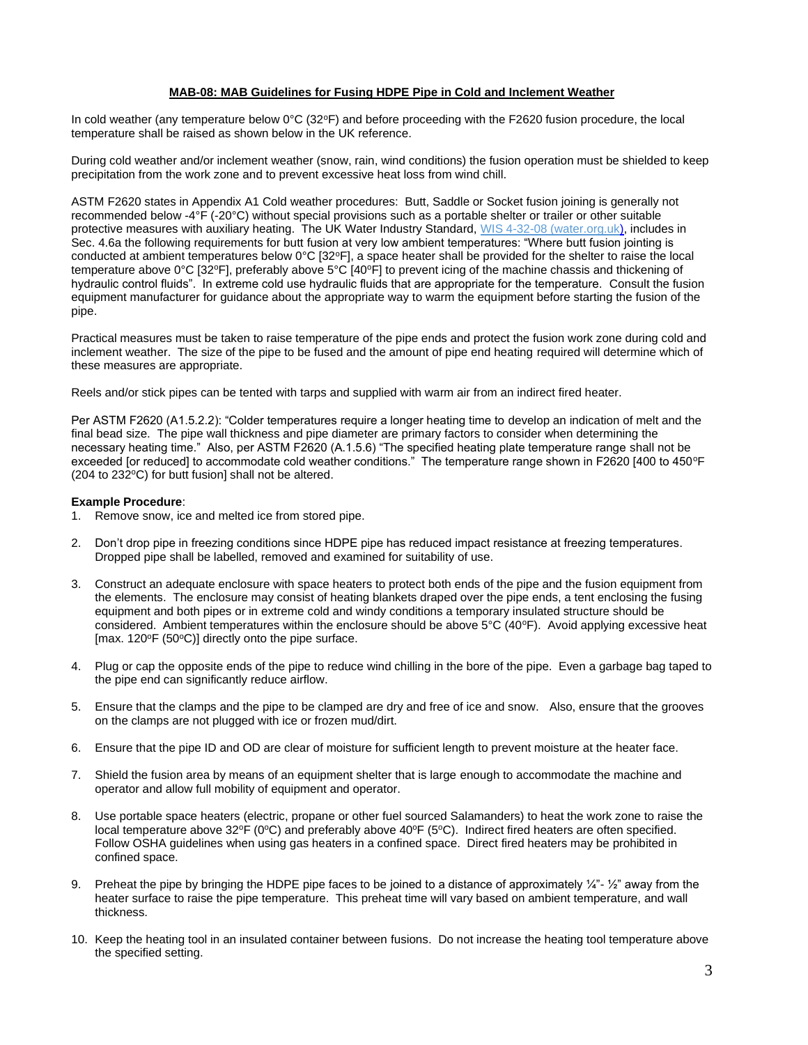**MAB-08: MAB Guidelines for Fusing HDPE Pipe in Cold and Inclement Weather**

In cold weather (any temperature below 0°C (32°F) and before proceeding with the F2620 fusion procedure, the local temperature shall be raised as shown below in the UK reference.

During cold weather and/or inclement weather (snow, rain, wind conditions) the fusion operation must be shielded to keep precipitation from the work zone and to prevent excessive heat loss from wind chill.

ASTM F2620 states in Appendix A1 Cold weather procedures: Butt, Saddle or Socket fusion joining is generally not recommended below -4°F (-20°C) without special provisions such as a portable shelter or trailer or other suitable protective measures with auxiliary heating. The UK Water Industry Standard, WIS 4-32-08 (water.org.uk), includes in Sec. 4.6a the following requirements for butt fusion at very low ambient temperatures: "Where butt fusion jointing is conducted at ambient temperatures below 0°C [32°F], a space heater shall be provided for the shelter to raise the local temperature above 0°C [32°F], preferably above 5°C [40°F] to prevent icing of the machine chassis and thickening of hydraulic control fluids". In extreme cold use hydraulic fluids that are appropriate for the temperature. Consult the fusion equipment manufacturer for guidance about the appropriate way to warm the equipment before starting the fusion of the pipe.

Practical measures must be taken to raise temperature of the pipe ends and protect the fusion work zone during cold and inclement weather. The size of the pipe to be fused and the amount of pipe end heating required will determine which of these measures are appropriate.

Reels and/or stick pipes can be tented with tarps and supplied with warm air from an indirect fired heater.

Per ASTM F2620 (A1.5.2.2): "Colder temperatures require a longer heating time to develop an indication of melt and the final bead size. The pipe wall thickness and pipe diameter are primary factors to consider when determining the necessary heating time." Also, per ASTM F2620 (A.1.5.6) "The specified heating plate temperature range shall not be exceeded [or reduced] to accommodate cold weather conditions." The temperature range shown in F2620 [400 to 450°F (204 to 232°C) for butt fusion] shall not be altered.

**Example Procedure**:

1. Remove snow, ice and melted ice from stored pipe.
2. Don't drop pipe in freezing conditions since HDPE pipe has reduced impact resistance at freezing temperatures. Dropped pipe shall be labelled, removed and examined for suitability of use.
3. Construct an adequate enclosure with space heaters to protect both ends of the pipe and the fusion equipment from the elements. The enclosure may consist of heating blankets draped over the pipe ends, a tent enclosing the fusing equipment and both pipes or in extreme cold and windy conditions a temporary insulated structure should be considered. Ambient temperatures within the enclosure should be above 5°C (40°F). Avoid applying excessive heat [max. 120°F (50°C)] directly onto the pipe surface.
4. Plug or cap the opposite ends of the pipe to reduce wind chilling in the bore of the pipe. Even a garbage bag taped to the pipe end can significantly reduce airflow.
5. Ensure that the clamps and the pipe to be clamped are dry and free of ice and snow. Also, ensure that the grooves on the clamps are not plugged with ice or frozen mud/dirt.
6. Ensure that the pipe ID and OD are clear of moisture for sufficient length to prevent moisture at the heater face.
7. Shield the fusion area by means of an equipment shelter that is large enough to accommodate the machine and operator and allow full mobility of equipment and operator.
8. Use portable space heaters (electric, propane or other fuel sourced Salamanders) to heat the work zone to raise the local temperature above 32°F (0°C) and preferably above 40°F (5°C). Indirect fired heaters are often specified. Follow OSHA guidelines when using gas heaters in a confined space. Direct fired heaters may be prohibited in confined space.
9. Preheat the pipe by bringing the HDPE pipe faces to be joined to a distance of approximately ¼"- ½" away from the heater surface to raise the pipe temperature. This preheat time will vary based on ambient temperature, and wall thickness.
10. Keep the heating tool in an insulated container between fusions. Do not increase the heating tool temperature above the specified setting.